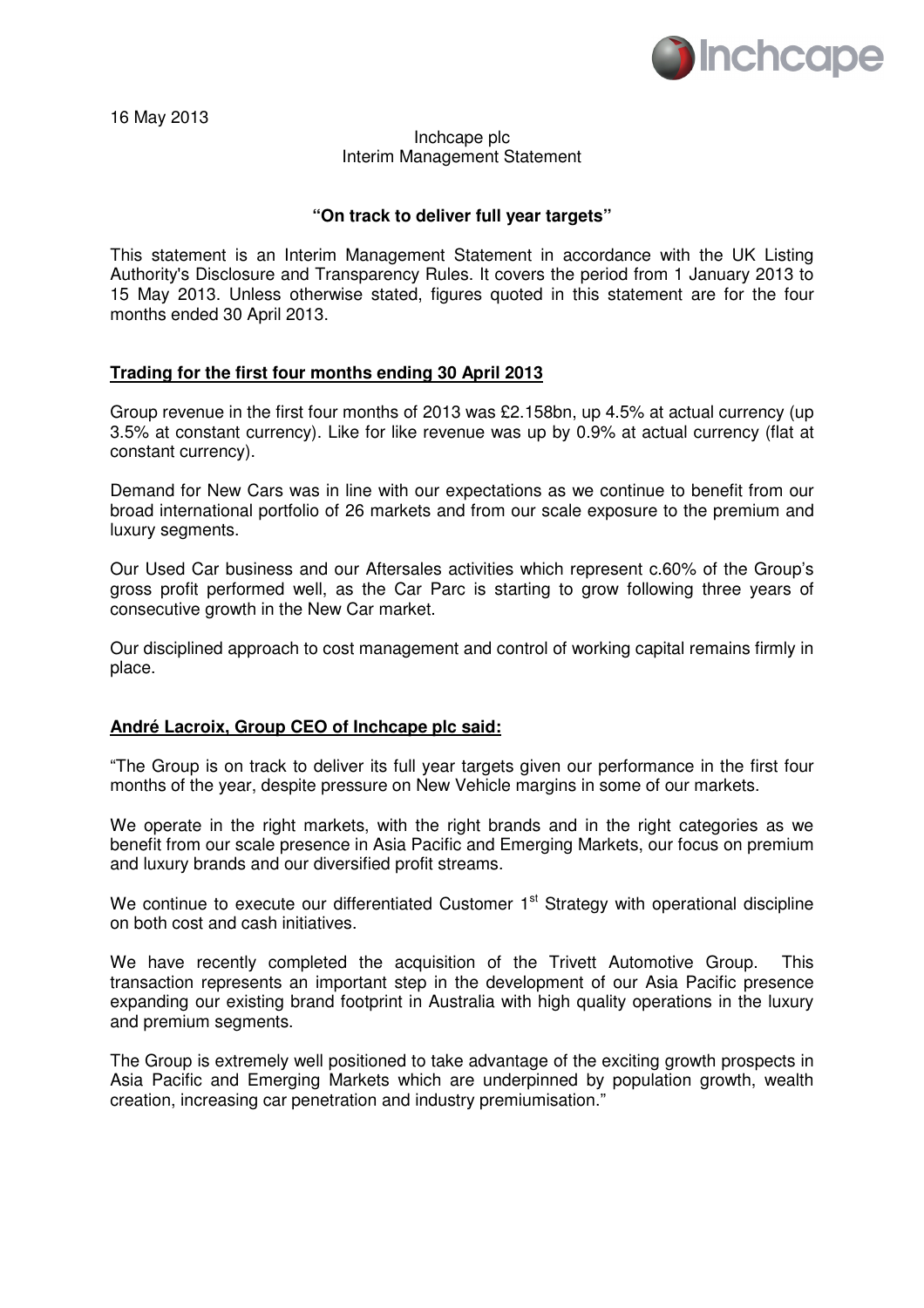16 May 2013

Inchcape plc
Interim Management Statement

**"On track to deliver full year targets"**

This statement is an Interim Management Statement in accordance with the UK Listing Authority's Disclosure and Transparency Rules. It covers the period from 1 January 2013 to 15 May 2013. Unless otherwise stated, figures quoted in this statement are for the four months ended 30 April 2013.

**Trading for the first four months ending 30 April 2013**

Group revenue in the first four months of 2013 was £2.158bn, up 4.5% at actual currency (up 3.5% at constant currency). Like for like revenue was up by 0.9% at actual currency (flat at constant currency).

Demand for New Cars was in line with our expectations as we continue to benefit from our broad international portfolio of 26 markets and from our scale exposure to the premium and luxury segments.

Our Used Car business and our Aftersales activities which represent c.60% of the Group's gross profit performed well, as the Car Parc is starting to grow following three years of consecutive growth in the New Car market.

Our disciplined approach to cost management and control of working capital remains firmly in place.

**André Lacroix, Group CEO of Inchcape plc said:**

"The Group is on track to deliver its full year targets given our performance in the first four months of the year, despite pressure on New Vehicle margins in some of our markets.

We operate in the right markets, with the right brands and in the right categories as we benefit from our scale presence in Asia Pacific and Emerging Markets, our focus on premium and luxury brands and our diversified profit streams.

We continue to execute our differentiated Customer 1st Strategy with operational discipline on both cost and cash initiatives.

We have recently completed the acquisition of the Trivett Automotive Group. This transaction represents an important step in the development of our Asia Pacific presence expanding our existing brand footprint in Australia with high quality operations in the luxury and premium segments.

The Group is extremely well positioned to take advantage of the exciting growth prospects in Asia Pacific and Emerging Markets which are underpinned by population growth, wealth creation, increasing car penetration and industry premiumisation."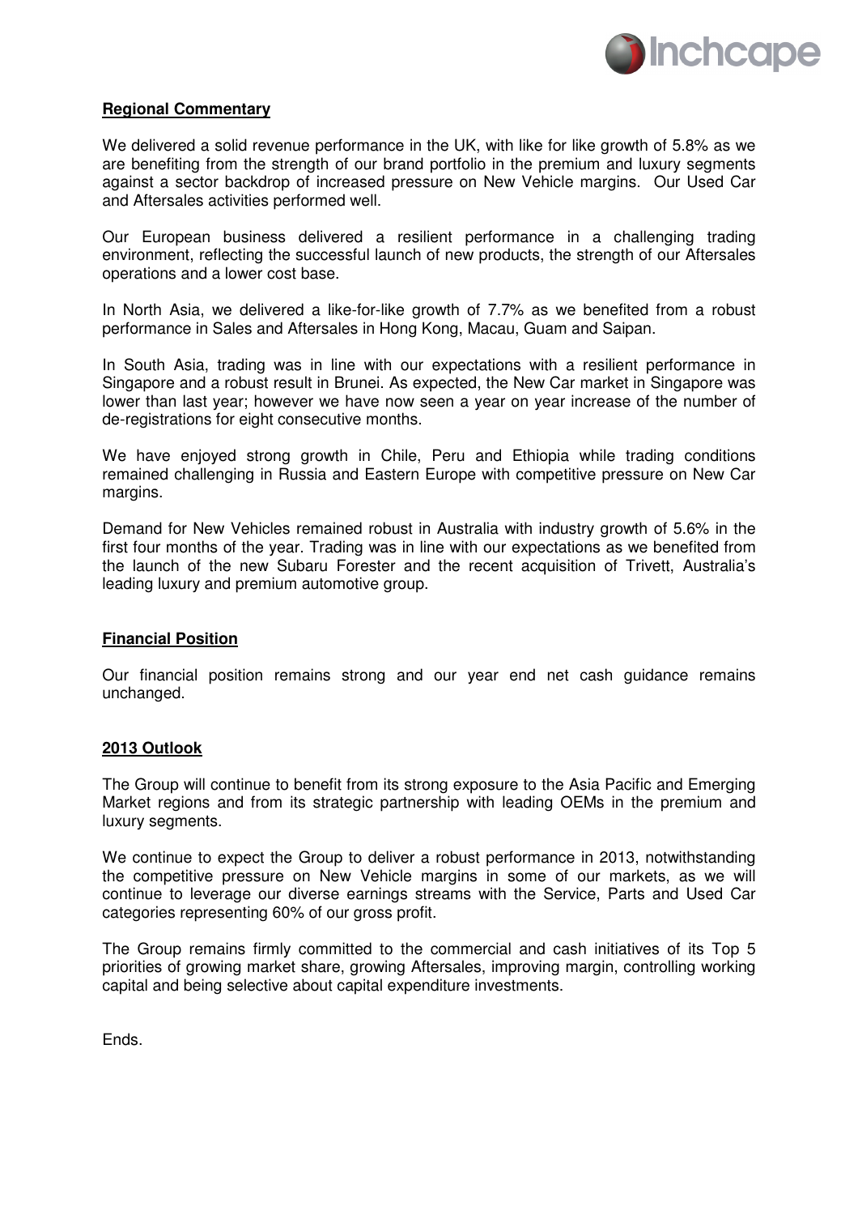## Regional Commentary

We delivered a solid revenue performance in the UK, with like for like growth of 5.8% as we are benefiting from the strength of our brand portfolio in the premium and luxury segments against a sector backdrop of increased pressure on New Vehicle margins. Our Used Car and Aftersales activities performed well.

Our European business delivered a resilient performance in a challenging trading environment, reflecting the successful launch of new products, the strength of our Aftersales operations and a lower cost base.

In North Asia, we delivered a like-for-like growth of 7.7% as we benefited from a robust performance in Sales and Aftersales in Hong Kong, Macau, Guam and Saipan.

In South Asia, trading was in line with our expectations with a resilient performance in Singapore and a robust result in Brunei. As expected, the New Car market in Singapore was lower than last year; however we have now seen a year on year increase of the number of de-registrations for eight consecutive months.

We have enjoyed strong growth in Chile, Peru and Ethiopia while trading conditions remained challenging in Russia and Eastern Europe with competitive pressure on New Car margins.

Demand for New Vehicles remained robust in Australia with industry growth of 5.6% in the first four months of the year. Trading was in line with our expectations as we benefited from the launch of the new Subaru Forester and the recent acquisition of Trivett, Australia's leading luxury and premium automotive group.

## Financial Position

Our financial position remains strong and our year end net cash guidance remains unchanged.

## 2013 Outlook

The Group will continue to benefit from its strong exposure to the Asia Pacific and Emerging Market regions and from its strategic partnership with leading OEMs in the premium and luxury segments.

We continue to expect the Group to deliver a robust performance in 2013, notwithstanding the competitive pressure on New Vehicle margins in some of our markets, as we will continue to leverage our diverse earnings streams with the Service, Parts and Used Car categories representing 60% of our gross profit.

The Group remains firmly committed to the commercial and cash initiatives of its Top 5 priorities of growing market share, growing Aftersales, improving margin, controlling working capital and being selective about capital expenditure investments.

Ends.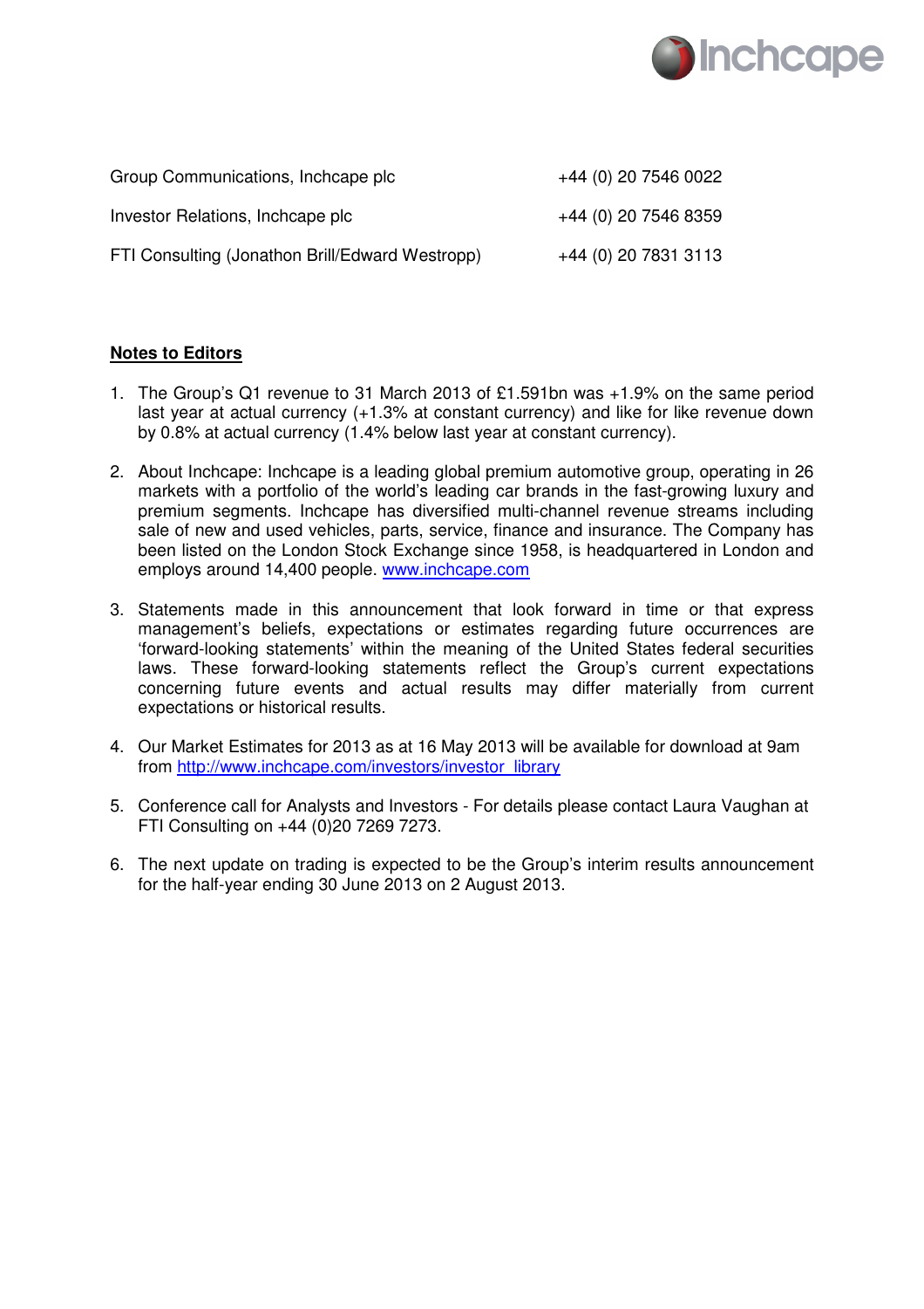| | |
|---|---|
| Group Communications, Inchcape plc | +44 (0) 20 7546 0022 |
| Investor Relations, Inchcape plc | +44 (0) 20 7546 8359 |
| FTI Consulting (Jonathon Brill/Edward Westropp) | +44 (0) 20 7831 3113 |

**Notes to Editors**

1. The Group's Q1 revenue to 31 March 2013 of £1.591bn was +1.9% on the same period last year at actual currency (+1.3% at constant currency) and like for like revenue down by 0.8% at actual currency (1.4% below last year at constant currency).

2. About Inchcape: Inchcape is a leading global premium automotive group, operating in 26 markets with a portfolio of the world's leading car brands in the fast-growing luxury and premium segments. Inchcape has diversified multi-channel revenue streams including sale of new and used vehicles, parts, service, finance and insurance. The Company has been listed on the London Stock Exchange since 1958, is headquartered in London and employs around 14,400 people. www.inchcape.com

3. Statements made in this announcement that look forward in time or that express management's beliefs, expectations or estimates regarding future occurrences are 'forward-looking statements' within the meaning of the United States federal securities laws. These forward-looking statements reflect the Group's current expectations concerning future events and actual results may differ materially from current expectations or historical results.

4. Our Market Estimates for 2013 as at 16 May 2013 will be available for download at 9am from http://www.inchcape.com/investors/investor_library

5. Conference call for Analysts and Investors - For details please contact Laura Vaughan at FTI Consulting on +44 (0)20 7269 7273.

6. The next update on trading is expected to be the Group's interim results announcement for the half-year ending 30 June 2013 on 2 August 2013.